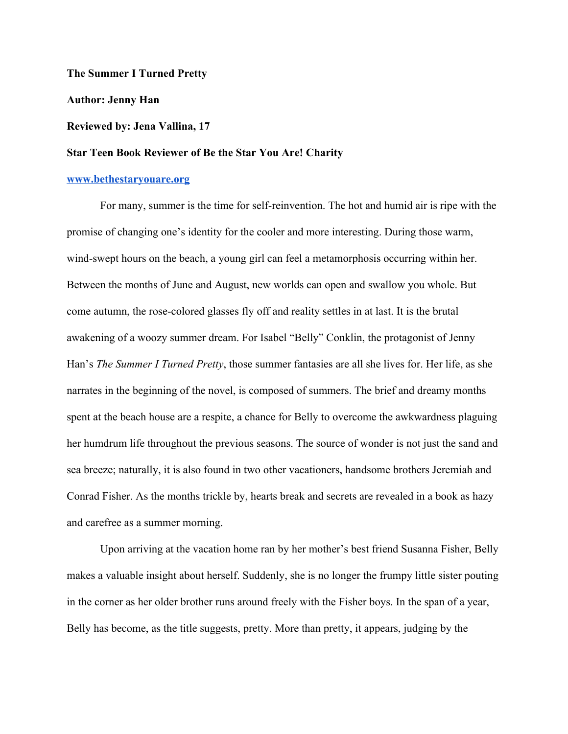**The Summer I Turned Pretty**

**Author: Jenny Han**

**Reviewed by: Jena Vallina, 17**

**Star Teen Book Reviewer of Be the Star You Are! Charity**

**[www.bethestaryouare.org](http://www.bethestaryouare.org)**

For many, summer is the time for self-reinvention. The hot and humid air is ripe with the promise of changing one's identity for the cooler and more interesting. During those warm, wind-swept hours on the beach, a young girl can feel a metamorphosis occurring within her. Between the months of June and August, new worlds can open and swallow you whole. But come autumn, the rose-colored glasses fly off and reality settles in at last. It is the brutal awakening of a woozy summer dream. For Isabel "Belly" Conklin, the protagonist of Jenny Han's *The Summer I Turned Pretty*, those summer fantasies are all she lives for. Her life, as she narrates in the beginning of the novel, is composed of summers. The brief and dreamy months spent at the beach house are a respite, a chance for Belly to overcome the awkwardness plaguing her humdrum life throughout the previous seasons. The source of wonder is not just the sand and sea breeze; naturally, it is also found in two other vacationers, handsome brothers Jeremiah and Conrad Fisher. As the months trickle by, hearts break and secrets are revealed in a book as hazy and carefree as a summer morning.

Upon arriving at the vacation home ran by her mother's best friend Susanna Fisher, Belly makes a valuable insight about herself. Suddenly, she is no longer the frumpy little sister pouting in the corner as her older brother runs around freely with the Fisher boys. In the span of a year, Belly has become, as the title suggests, pretty. More than pretty, it appears, judging by the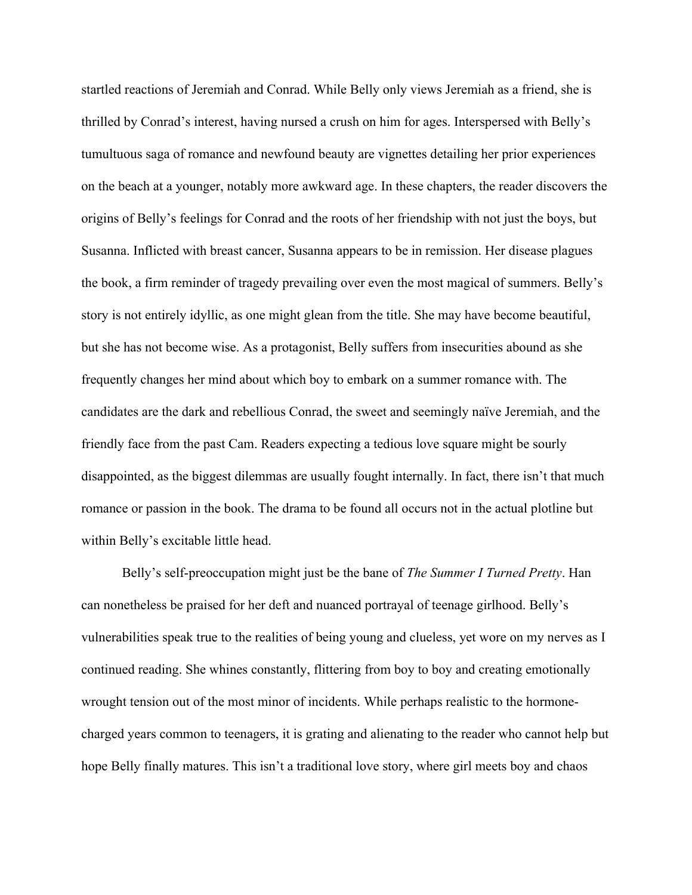startled reactions of Jeremiah and Conrad. While Belly only views Jeremiah as a friend, she is thrilled by Conrad's interest, having nursed a crush on him for ages. Interspersed with Belly's tumultuous saga of romance and newfound beauty are vignettes detailing her prior experiences on the beach at a younger, notably more awkward age. In these chapters, the reader discovers the origins of Belly's feelings for Conrad and the roots of her friendship with not just the boys, but Susanna. Inflicted with breast cancer, Susanna appears to be in remission. Her disease plagues the book, a firm reminder of tragedy prevailing over even the most magical of summers. Belly's story is not entirely idyllic, as one might glean from the title. She may have become beautiful, but she has not become wise. As a protagonist, Belly suffers from insecurities abound as she frequently changes her mind about which boy to embark on a summer romance with. The candidates are the dark and rebellious Conrad, the sweet and seemingly naïve Jeremiah, and the friendly face from the past Cam. Readers expecting a tedious love square might be sourly disappointed, as the biggest dilemmas are usually fought internally. In fact, there isn't that much romance or passion in the book. The drama to be found all occurs not in the actual plotline but within Belly's excitable little head.

Belly's self-preoccupation might just be the bane of *The Summer I Turned Pretty*. Han can nonetheless be praised for her deft and nuanced portrayal of teenage girlhood. Belly's vulnerabilities speak true to the realities of being young and clueless, yet wore on my nerves as I continued reading. She whines constantly, flittering from boy to boy and creating emotionally wrought tension out of the most minor of incidents. While perhaps realistic to the hormone-charged years common to teenagers, it is grating and alienating to the reader who cannot help but hope Belly finally matures. This isn't a traditional love story, where girl meets boy and chaos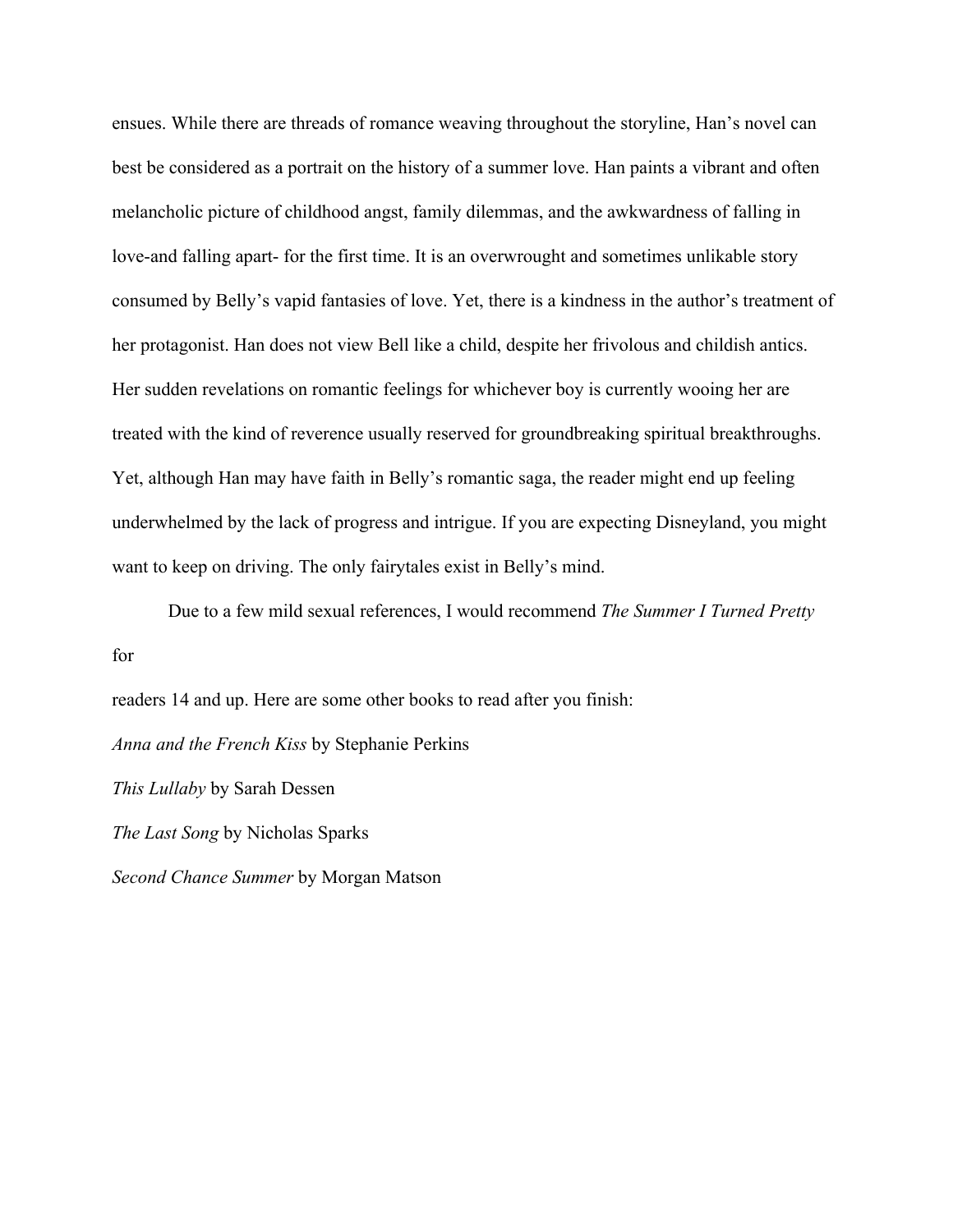ensues. While there are threads of romance weaving throughout the storyline, Han's novel can best be considered as a portrait on the history of a summer love. Han paints a vibrant and often melancholic picture of childhood angst, family dilemmas, and the awkwardness of falling in love-and falling apart- for the first time. It is an overwrought and sometimes unlikable story consumed by Belly's vapid fantasies of love. Yet, there is a kindness in the author's treatment of her protagonist. Han does not view Bell like a child, despite her frivolous and childish antics. Her sudden revelations on romantic feelings for whichever boy is currently wooing her are treated with the kind of reverence usually reserved for groundbreaking spiritual breakthroughs. Yet, although Han may have faith in Belly's romantic saga, the reader might end up feeling underwhelmed by the lack of progress and intrigue. If you are expecting Disneyland, you might want to keep on driving. The only fairytales exist in Belly's mind.

Due to a few mild sexual references, I would recommend *The Summer I Turned Pretty* for

readers 14 and up. Here are some other books to read after you finish:

*Anna and the French Kiss* by Stephanie Perkins

*This Lullaby* by Sarah Dessen

*The Last Song* by Nicholas Sparks

*Second Chance Summer* by Morgan Matson